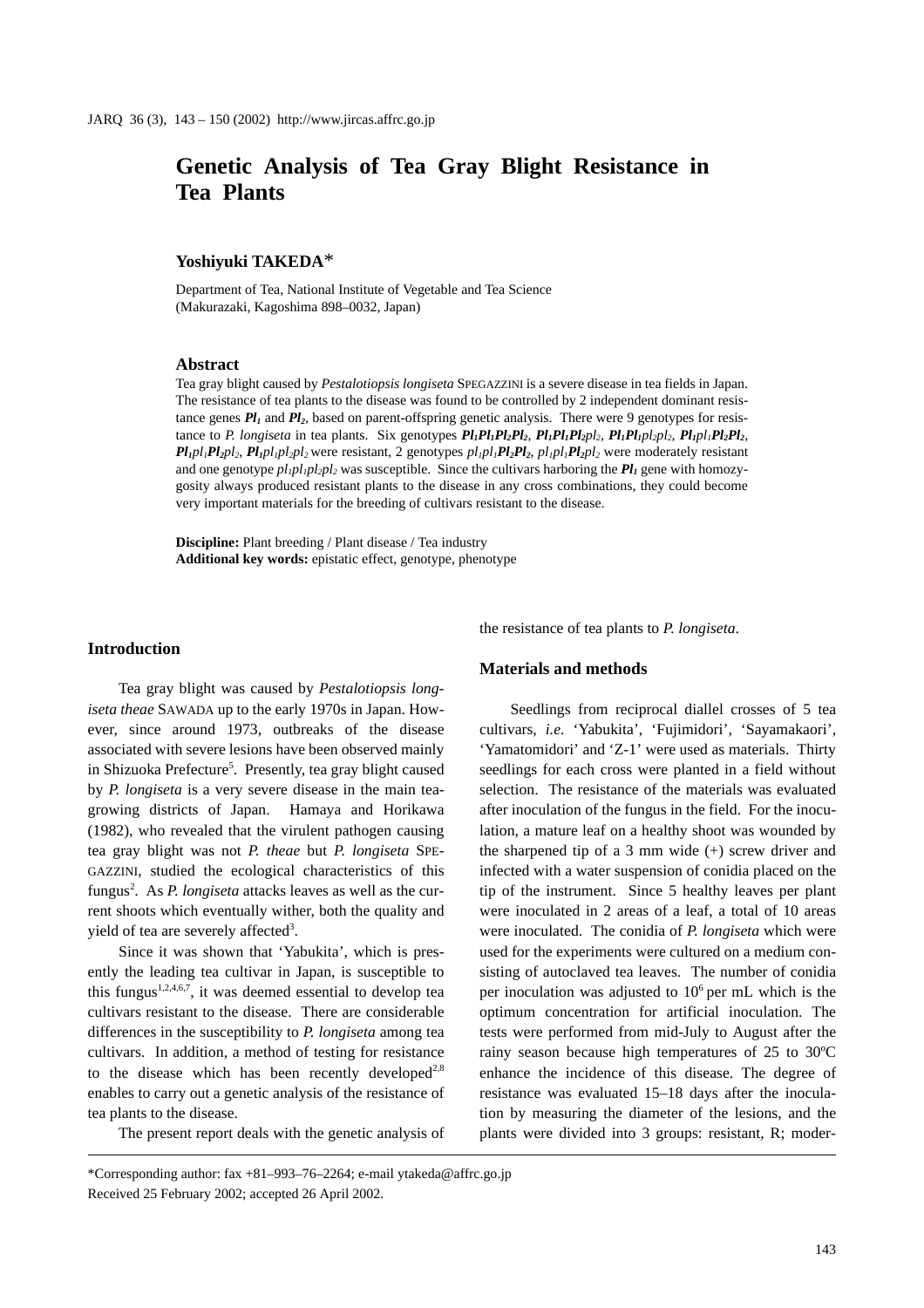# Genetic Analysis of Tea Gray Blight Resistance in Tea Plants

**Yoshiyuki TAKEDA***

Department of Tea, National Institute of Vegetable and Tea Science (Makurazaki, Kagoshima 898–0032, Japan)

## Abstract

Tea gray blight caused by *Pestalotiopsis longiseta* SPEGAZZINI is a severe disease in tea fields in Japan. The resistance of tea plants to the disease was found to be controlled by 2 independent dominant resistance genes $\boldsymbol{Pl_1}$ and $\boldsymbol{Pl_2}$, based on parent-offspring genetic analysis. There were 9 genotypes for resistance to *P. longiseta* in tea plants. Six genotypes $\boldsymbol{Pl_1Pl_1Pl_2Pl_2}$, $\boldsymbol{Pl_1Pl_1Pl_2}pl_2$, $\boldsymbol{Pl_1Pl_1}pl_2pl_2$, $\boldsymbol{Pl_1}pl_1\boldsymbol{Pl_2Pl_2}$, $\boldsymbol{Pl_1}pl_1\boldsymbol{Pl_2}pl_2$, $\boldsymbol{Pl_1}pl_1pl_2pl_2$ were resistant, 2 genotypes $pl_1pl_1\boldsymbol{Pl_2Pl_2}$, $pl_1pl_1\boldsymbol{Pl_2}pl_2$ were moderately resistant and one genotype $pl_1pl_1pl_2pl_2$ was susceptible. Since the cultivars harboring the $\boldsymbol{Pl_1}$ gene with homozygosity always produced resistant plants to the disease in any cross combinations, they could become very important materials for the breeding of cultivars resistant to the disease.

**Discipline:** Plant breeding / Plant disease / Tea industry
**Additional key words:** epistatic effect, genotype, phenotype

## Introduction

Tea gray blight was caused by *Pestalotiopsis longiseta theae* SAWADA up to the early 1970s in Japan. However, since around 1973, outbreaks of the disease associated with severe lesions have been observed mainly in Shizuoka Prefecture[5]. Presently, tea gray blight caused by *P. longiseta* is a very severe disease in the main tea-growing districts of Japan. Hamaya and Horikawa (1982), who revealed that the virulent pathogen causing tea gray blight was not *P. theae* but *P. longiseta* SPEGAZZINI, studied the ecological characteristics of this fungus[2]. As *P. longiseta* attacks leaves as well as the current shoots which eventually wither, both the quality and yield of tea are severely affected[3].

Since it was shown that 'Yabukita', which is presently the leading tea cultivar in Japan, is susceptible to this fungus[1,2,4,6,7], it was deemed essential to develop tea cultivars resistant to the disease. There are considerable differences in the susceptibility to *P. longiseta* among tea cultivars. In addition, a method of testing for resistance to the disease which has been recently developed[2,8] enables to carry out a genetic analysis of the resistance of tea plants to the disease.

The present report deals with the genetic analysis of the resistance of tea plants to *P. longiseta*.

## Materials and methods

Seedlings from reciprocal diallel crosses of 5 tea cultivars, *i.e.* 'Yabukita', 'Fujimidori', 'Sayamakaori', 'Yamatomidori' and 'Z-1' were used as materials. Thirty seedlings for each cross were planted in a field without selection. The resistance of the materials was evaluated after inoculation of the fungus in the field. For the inoculation, a mature leaf on a healthy shoot was wounded by the sharpened tip of a 3 mm wide (+) screw driver and infected with a water suspension of conidia placed on the tip of the instrument. Since 5 healthy leaves per plant were inoculated in 2 areas of a leaf, a total of 10 areas were inoculated. The conidia of *P. longiseta* which were used for the experiments were cultured on a medium consisting of autoclaved tea leaves. The number of conidia per inoculation was adjusted to $10^6$ per mL which is the optimum concentration for artificial inoculation. The tests were performed from mid-July to August after the rainy season because high temperatures of 25 to 30ºC enhance the incidence of this disease. The degree of resistance was evaluated 15–18 days after the inoculation by measuring the diameter of the lesions, and the plants were divided into 3 groups: resistant, R; moder-

*Corresponding author: fax +81–993–76–2264; e-mail ytakeda@affrc.go.jp
Received 25 February 2002; accepted 26 April 2002.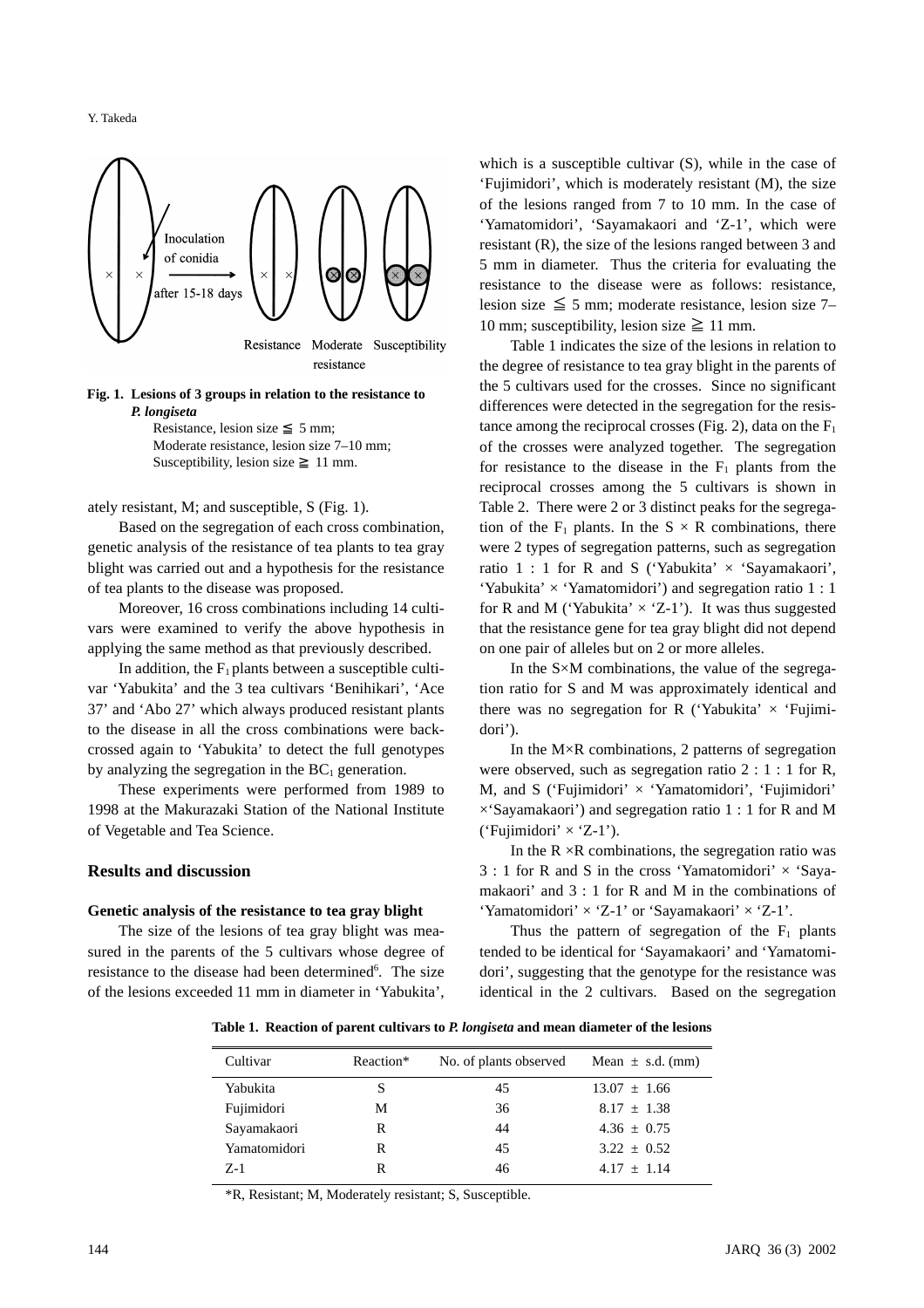Inoculation of conidia

after 15-18 days

Resistance Moderate resistance Susceptibility

**Fig. 1. Lesions of 3 groups in relation to the resistance to *P. longiseta***

Resistance, lesion size ≦ 5 mm;
Moderate resistance, lesion size 7–10 mm;
Susceptibility, lesion size ≧ 11 mm.

ately resistant, M; and susceptible, S (Fig. 1).

Based on the segregation of each cross combination, genetic analysis of the resistance of tea plants to tea gray blight was carried out and a hypothesis for the resistance of tea plants to the disease was proposed.

Moreover, 16 cross combinations including 14 cultivars were examined to verify the above hypothesis in applying the same method as that previously described.

In addition, the $F_1$ plants between a susceptible cultivar 'Yabukita' and the 3 tea cultivars 'Benihikari', 'Ace 37' and 'Abo 27' which always produced resistant plants to the disease in all the cross combinations were backcrossed again to 'Yabukita' to detect the full genotypes by analyzing the segregation in the $BC_1$ generation.

These experiments were performed from 1989 to 1998 at the Makurazaki Station of the National Institute of Vegetable and Tea Science.

## Results and discussion

### Genetic analysis of the resistance to tea gray blight

The size of the lesions of tea gray blight was measured in the parents of the 5 cultivars whose degree of resistance to the disease had been determined[6]. The size of the lesions exceeded 11 mm in diameter in 'Yabukita', which is a susceptible cultivar (S), while in the case of 'Fujimidori', which is moderately resistant (M), the size of the lesions ranged from 7 to 10 mm. In the case of 'Yamatomidori', 'Sayamakaori and 'Z-1', which were resistant (R), the size of the lesions ranged between 3 and 5 mm in diameter. Thus the criteria for evaluating the resistance to the disease were as follows: resistance, lesion size ≦ 5 mm; moderate resistance, lesion size 7–10 mm; susceptibility, lesion size ≧ 11 mm.

Table 1 indicates the size of the lesions in relation to the degree of resistance to tea gray blight in the parents of the 5 cultivars used for the crosses. Since no significant differences were detected in the segregation for the resistance among the reciprocal crosses (Fig. 2), data on the $F_1$ of the crosses were analyzed together. The segregation for resistance to the disease in the $F_1$ plants from the reciprocal crosses among the 5 cultivars is shown in Table 2. There were 2 or 3 distinct peaks for the segregation of the $F_1$ plants. In the S × R combinations, there were 2 types of segregation patterns, such as segregation ratio 1 : 1 for R and S ('Yabukita' × 'Sayamakaori', 'Yabukita' × 'Yamatomidori') and segregation ratio 1 : 1 for R and M ('Yabukita' × 'Z-1'). It was thus suggested that the resistance gene for tea gray blight did not depend on one pair of alleles but on 2 or more alleles.

In the S×M combinations, the value of the segregation ratio for S and M was approximately identical and there was no segregation for R ('Yabukita' × 'Fujimidori').

In the M×R combinations, 2 patterns of segregation were observed, such as segregation ratio 2 : 1 : 1 for R, M, and S ('Fujimidori' × 'Yamatomidori', 'Fujimidori' ×'Sayamakaori') and segregation ratio 1 : 1 for R and M ('Fujimidori' × 'Z-1').

In the R ×R combinations, the segregation ratio was 3 : 1 for R and S in the cross 'Yamatomidori' × 'Sayamakaori' and 3 : 1 for R and M in the combinations of 'Yamatomidori' × 'Z-1' or 'Sayamakaori' × 'Z-1'.

Thus the pattern of segregation of the $F_1$ plants tended to be identical for 'Sayamakaori' and 'Yamatomidori', suggesting that the genotype for the resistance was identical in the 2 cultivars. Based on the segregation

**Table 1. Reaction of parent cultivars to *P. longiseta* and mean diameter of the lesions**

| Cultivar | Reaction* | No. of plants observed | Mean ± s.d. (mm) |
|---|---|---|---|
| Yabukita | S | 45 | 13.07 ± 1.66 |
| Fujimidori | M | 36 | 8.17 ± 1.38 |
| Sayamakaori | R | 44 | 4.36 ± 0.75 |
| Yamatomidori | R | 45 | 3.22 ± 0.52 |
| Z-1 | R | 46 | 4.17 ± 1.14 |

*R, Resistant; M, Moderately resistant; S, Susceptible.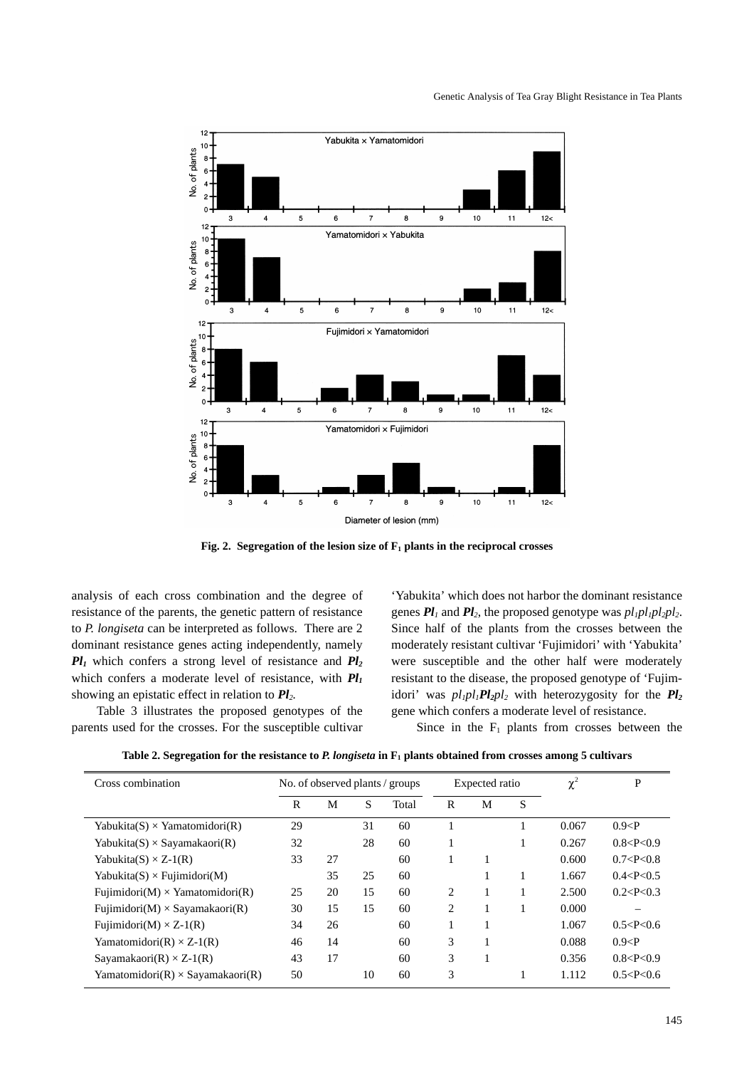Fig. 2. Segregation of the lesion size of $F_1$ plants in the reciprocal crosses

analysis of each cross combination and the degree of resistance of the parents, the genetic pattern of resistance to *P. longiseta* can be interpreted as follows. There are 2 dominant resistance genes acting independently, namely $\boldsymbol{Pl_1}$ which confers a strong level of resistance and $\boldsymbol{Pl_2}$ which confers a moderate level of resistance, with $\boldsymbol{Pl_1}$ showing an epistatic effect in relation to $\boldsymbol{Pl_2}$.

Table 3 illustrates the proposed genotypes of the parents used for the crosses. For the susceptible cultivar 'Yabukita' which does not harbor the dominant resistance genes $\boldsymbol{Pl_1}$ and $\boldsymbol{Pl_2}$, the proposed genotype was $pl_1pl_1pl_2pl_2$. Since half of the plants from the crosses between the moderately resistant cultivar 'Fujimidori' with 'Yabukita' were susceptible and the other half were moderately resistant to the disease, the proposed genotype of 'Fujimidori' was $pl_1pl_1\boldsymbol{Pl_2}pl_2$ with heterozygosity for the $\boldsymbol{Pl_2}$ gene which confers a moderate level of resistance.

Since in the $F_1$ plants from crosses between the

**Table 2. Segregation for the resistance to *P. longiseta* in $F_1$ plants obtained from crosses among 5 cultivars**

| Cross combination | No. of observed plants / groups | | | | Expected ratio | | | $\chi^2$ | P |
|---|---|---|---|---|---|---|---|---|---|
| | R | M | S | Total | R | M | S | | |
| Yabukita(S) × Yamatomidori(R) | 29 | | 31 | 60 | 1 | | 1 | 0.067 | 0.9<P |
| Yabukita(S) × Sayamakaori(R) | 32 | | 28 | 60 | 1 | | 1 | 0.267 | 0.8<P<0.9 |
| Yabukita(S) × Z-1(R) | 33 | 27 | | 60 | 1 | 1 | | 0.600 | 0.7<P<0.8 |
| Yabukita(S) × Fujimidori(M) | | 35 | 25 | 60 | | 1 | 1 | 1.667 | 0.4<P<0.5 |
| Fujimidori(M) × Yamatomidori(R) | 25 | 20 | 15 | 60 | 2 | 1 | 1 | 2.500 | 0.2<P<0.3 |
| Fujimidori(M) × Sayamakaori(R) | 30 | 15 | 15 | 60 | 2 | 1 | 1 | 0.000 | – |
| Fujimidori(M) × Z-1(R) | 34 | 26 | | 60 | 1 | 1 | | 1.067 | 0.5<P<0.6 |
| Yamatomidori(R) × Z-1(R) | 46 | 14 | | 60 | 3 | 1 | | 0.088 | 0.9<P |
| Sayamakaori(R) × Z-1(R) | 43 | 17 | | 60 | 3 | 1 | | 0.356 | 0.8<P<0.9 |
| Yamatomidori(R) × Sayamakaori(R) | 50 | | 10 | 60 | 3 | | 1 | 1.112 | 0.5<P<0.6 |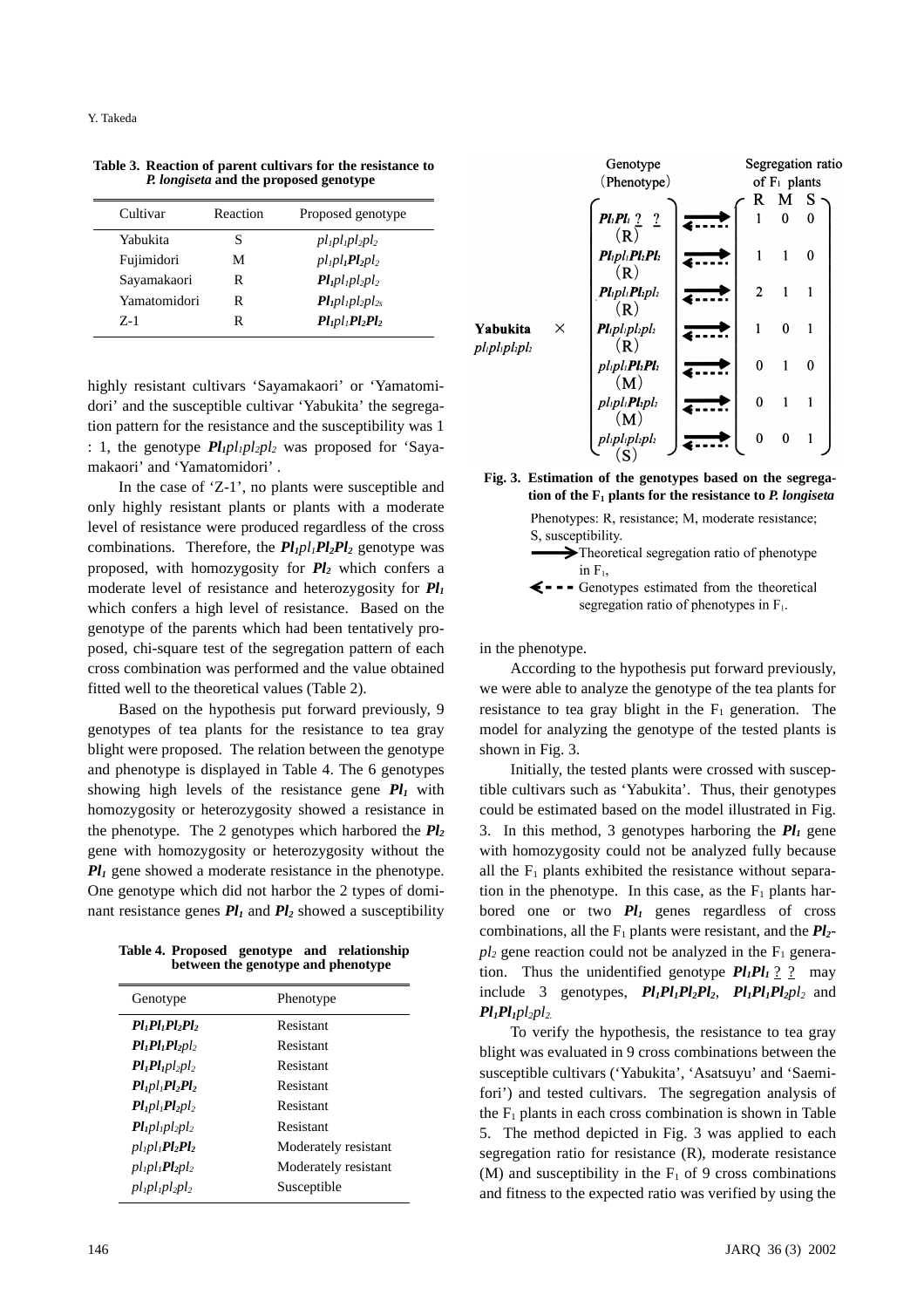**Table 3. Reaction of parent cultivars for the resistance to *P. longiseta* and the proposed genotype**

| Cultivar | Reaction | Proposed genotype |
|---|---|---|
| Yabukita | S | $pl_1pl_1pl_2pl_2$ |
| Fujimidori | M | $pl_1pl_1\boldsymbol{Pl_2}pl_2$ |
| Sayamakaori | R | $\boldsymbol{Pl_1}pl_1pl_2pl_2$ |
| Yamatomidori | R | $\boldsymbol{Pl_1}pl_1pl_2pl_{2s}$ |
| Z-1 | R | $\boldsymbol{Pl_1}pl_1\boldsymbol{Pl_2Pl_2}$ |

highly resistant cultivars 'Sayamakaori' or 'Yamatomidori' and the susceptible cultivar 'Yabukita' the segregation pattern for the resistance and the susceptibility was 1 : 1, the genotype $\boldsymbol{Pl_1}pl_1pl_2pl_2$ was proposed for 'Sayamakaori' and 'Yamatomidori'.

In the case of 'Z-1', no plants were susceptible and only highly resistant plants or plants with a moderate level of resistance were produced regardless of the cross combinations. Therefore, the $\boldsymbol{Pl_1}pl_1\boldsymbol{Pl_2Pl_2}$ genotype was proposed, with homozygosity for $\boldsymbol{Pl_2}$ which confers a moderate level of resistance and heterozygosity for $\boldsymbol{Pl_1}$ which confers a high level of resistance. Based on the genotype of the parents which had been tentatively proposed, chi-square test of the segregation pattern of each cross combination was performed and the value obtained fitted well to the theoretical values (Table 2).

Based on the hypothesis put forward previously, 9 genotypes of tea plants for the resistance to tea gray blight were proposed. The relation between the genotype and phenotype is displayed in Table 4. The 6 genotypes showing high levels of the resistance gene $\boldsymbol{Pl_1}$ with homozygosity or heterozygosity showed a resistance in the phenotype. The 2 genotypes which harbored the $\boldsymbol{Pl_2}$ gene with homozygosity or heterozygosity without the $\boldsymbol{Pl_1}$ gene showed a moderate resistance in the phenotype. One genotype which did not harbor the 2 types of dominant resistance genes $\boldsymbol{Pl_1}$ and $\boldsymbol{Pl_2}$ showed a susceptibility in the phenotype.

**Table 4. Proposed genotype and relationship between the genotype and phenotype**

| Genotype | Phenotype |
|---|---|
| $\boldsymbol{Pl_1Pl_1Pl_2Pl_2}$ | Resistant |
| $\boldsymbol{Pl_1Pl_1Pl_2}pl_2$ | Resistant |
| $\boldsymbol{Pl_1Pl_1}pl_2pl_2$ | Resistant |
| $\boldsymbol{Pl_1}pl_1\boldsymbol{Pl_2Pl_2}$ | Resistant |
| $\boldsymbol{Pl_1}pl_1\boldsymbol{Pl_2}pl_2$ | Resistant |
| $\boldsymbol{Pl_1}pl_1pl_2pl_2$ | Resistant |
| $pl_1pl_1\boldsymbol{Pl_2Pl_2}$ | Moderately resistant |
| $pl_1pl_1\boldsymbol{Pl_2}pl_2$ | Moderately resistant |
| $pl_1pl_1pl_2pl_2$ | Susceptible |

| Yabukita $pl_1pl_1pl_2pl_2$ × Genotype (Phenotype) | R | M | S |
|---|---|---|---|
| $\boldsymbol{Pl_1Pl_1}$ ? ? (R) | 1 | 0 | 0 |
| $\boldsymbol{Pl_1}pl_1\boldsymbol{Pl_2Pl_2}$ (R) | 1 | 1 | 0 |
| $\boldsymbol{Pl_1}pl_1\boldsymbol{Pl_2}pl_2$ (R) | 2 | 1 | 1 |
| $\boldsymbol{Pl_1}pl_1pl_2pl_2$ (R) | 1 | 0 | 1 |
| $pl_1pl_1\boldsymbol{Pl_2Pl_2}$ (M) | 0 | 1 | 0 |
| $pl_1pl_1\boldsymbol{Pl_2}pl_2$ (M) | 0 | 1 | 1 |
| $pl_1pl_1pl_2pl_2$ (S) | 0 | 0 | 1 |

**Fig. 3. Estimation of the genotypes based on the segregation of the $F_1$ plants for the resistance to *P. longiseta***

Phenotypes: R, resistance; M, moderate resistance; S, susceptibility.

→ Theoretical segregation ratio of phenotype in $F_1$,

← Genotypes estimated from the theoretical segregation ratio of phenotypes in $F_1$.

According to the hypothesis put forward previously, we were able to analyze the genotype of the tea plants for resistance to tea gray blight in the $F_1$ generation. The model for analyzing the genotype of the tested plants is shown in Fig. 3.

Initially, the tested plants were crossed with susceptible cultivars such as 'Yabukita'. Thus, their genotypes could be estimated based on the model illustrated in Fig. 3. In this method, 3 genotypes harboring the $\boldsymbol{Pl_1}$ gene with homozygosity could not be analyzed fully because all the $F_1$ plants exhibited the resistance without separation in the phenotype. In this case, as the $F_1$ plants harbored one or two $\boldsymbol{Pl_1}$ genes regardless of cross combinations, all the $F_1$ plants were resistant, and the $\boldsymbol{Pl_2}$-$pl_2$ gene reaction could not be analyzed in the $F_1$ generation. Thus the unidentified genotype $\boldsymbol{Pl_1Pl_1}$ ? ? may include 3 genotypes, $\boldsymbol{Pl_1Pl_1Pl_2Pl_2}$, $\boldsymbol{Pl_1Pl_1Pl_2}pl_2$ and $\boldsymbol{Pl_1Pl_1}pl_2pl_2$.

To verify the hypothesis, the resistance to tea gray blight was evaluated in 9 cross combinations between the susceptible cultivars ('Yabukita', 'Asatsuyu' and 'Saemifori') and tested cultivars. The segregation analysis of the $F_1$ plants in each cross combination is shown in Table 5. The method depicted in Fig. 3 was applied to each segregation ratio for resistance (R), moderate resistance (M) and susceptibility in the $F_1$ of 9 cross combinations and fitness to the expected ratio was verified by using the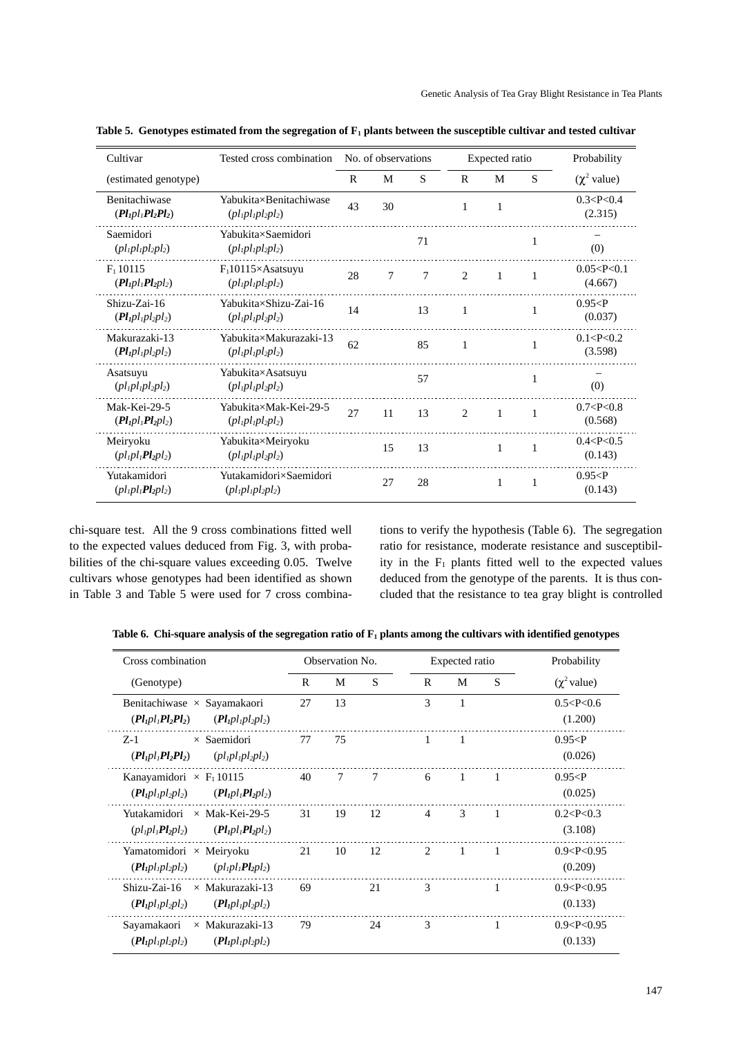**Table 5. Genotypes estimated from the segregation of $F_1$ plants between the susceptible cultivar and tested cultivar**

| Cultivar | Tested cross combination | No. of observations | | | Expected ratio | | | Probability |
|---|---|---|---|---|---|---|---|---|
| (estimated genotype) | | R | M | S | R | M | S | ($\chi^2$ value) |
| Benitachiwase ($\boldsymbol{Pl_1}pl_1\boldsymbol{Pl_2Pl_2}$) | Yabukita×Benitachiwase ($pl_1pl_1pl_2pl_2$) | 43 | 30 | | 1 | 1 | | 0.3<P<0.4 (2.315) |
| Saemidori ($pl_1pl_1pl_2pl_2$) | Yabukita×Saemidori ($pl_1pl_1pl_2pl_2$) | | | 71 | | | 1 | – (0) |
| $F_1$ 10115 ($\boldsymbol{Pl_1}pl_1\boldsymbol{Pl_2}pl_2$) | $F_1$10115×Asatsuyu ($pl_1pl_1pl_2pl_2$) | 28 | 7 | 7 | 2 | 1 | 1 | 0.05<P<0.1 (4.667) |
| Shizu-Zai-16 ($\boldsymbol{Pl_1}pl_1pl_2pl_2$) | Yabukita×Shizu-Zai-16 ($pl_1pl_1pl_2pl_2$) | 14 | | 13 | 1 | | 1 | 0.95<P (0.037) |
| Makurazaki-13 ($\boldsymbol{Pl_1}pl_1pl_2pl_2$) | Yabukita×Makurazaki-13 ($pl_1pl_1pl_2pl_2$) | 62 | | 85 | 1 | | 1 | 0.1<P<0.2 (3.598) |
| Asatsuyu ($pl_1pl_1pl_2pl_2$) | Yabukita×Asatsuyu ($pl_1pl_1pl_2pl_2$) | | | 57 | | | 1 | – (0) |
| Mak-Kei-29-5 ($\boldsymbol{Pl_1}pl_1\boldsymbol{Pl_2}pl_2$) | Yabukita×Mak-Kei-29-5 ($pl_1pl_1pl_2pl_2$) | 27 | 11 | 13 | 2 | 1 | 1 | 0.7<P<0.8 (0.568) |
| Meiryoku ($pl_1pl_1\boldsymbol{Pl_2}pl_2$) | Yabukita×Meiryoku ($pl_1pl_1pl_2pl_2$) | | 15 | 13 | | 1 | 1 | 0.4<P<0.5 (0.143) |
| Yutakamidori ($pl_1pl_1\boldsymbol{Pl_2}pl_2$) | Yutakamidori×Saemidori ($pl_1pl_1pl_2pl_2$) | | 27 | 28 | | 1 | 1 | 0.95<P (0.143) |

chi-square test. All the 9 cross combinations fitted well to the expected values deduced from Fig. 3, with probabilities of the chi-square values exceeding 0.05. Twelve cultivars whose genotypes had been identified as shown in Table 3 and Table 5 were used for 7 cross combinations to verify the hypothesis (Table 6). The segregation ratio for resistance, moderate resistance and susceptibility in the $F_1$ plants fitted well to the expected values deduced from the genotype of the parents. It is thus concluded that the resistance to tea gray blight is controlled

**Table 6. Chi-square analysis of the segregation ratio of $F_1$ plants among the cultivars with identified genotypes**

| Cross combination | Observation No. | | | Expected ratio | | | Probability |
|---|---|---|---|---|---|---|---|
| (Genotype) | R | M | S | R | M | S | ($\chi^2$ value) |
| Benitachiwase × Sayamakaori ($\boldsymbol{Pl_1}pl_1\boldsymbol{Pl_2Pl_2}$) ($\boldsymbol{Pl_1}pl_1pl_2pl_2$) | 27 | 13 | | 3 | 1 | | 0.5<P<0.6 (1.200) |
| Z-1 × Saemidori ($\boldsymbol{Pl_1}pl_1\boldsymbol{Pl_2Pl_2}$) ($pl_1pl_1pl_2pl_2$) | 77 | 75 | | 1 | 1 | | 0.95<P (0.026) |
| Kanayamidori × $F_1$ 10115 ($\boldsymbol{Pl_1}pl_1pl_2pl_2$) ($\boldsymbol{Pl_1}pl_1\boldsymbol{Pl_2}pl_2$) | 40 | 7 | 7 | 6 | 1 | 1 | 0.95<P (0.025) |
| Yutakamidori × Mak-Kei-29-5 ($pl_1pl_1\boldsymbol{Pl_2}pl_2$) ($\boldsymbol{Pl_1}pl_1\boldsymbol{Pl_2}pl_2$) | 31 | 19 | 12 | 4 | 3 | 1 | 0.2<P<0.3 (3.108) |
| Yamatomidori × Meiryoku ($\boldsymbol{Pl_1}pl_1pl_2pl_2$) ($pl_1pl_1\boldsymbol{Pl_2}pl_2$) | 21 | 10 | 12 | 2 | 1 | 1 | 0.9<P<0.95 (0.209) |
| Shizu-Zai-16 × Makurazaki-13 ($\boldsymbol{Pl_1}pl_1pl_2pl_2$) ($\boldsymbol{Pl_1}pl_1pl_2pl_2$) | 69 | | 21 | 3 | | 1 | 0.9<P<0.95 (0.133) |
| Sayamakaori × Makurazaki-13 ($\boldsymbol{Pl_1}pl_1pl_2pl_2$) ($\boldsymbol{Pl_1}pl_1pl_2pl_2$) | 79 | | 24 | 3 | | 1 | 0.9<P<0.95 (0.133) |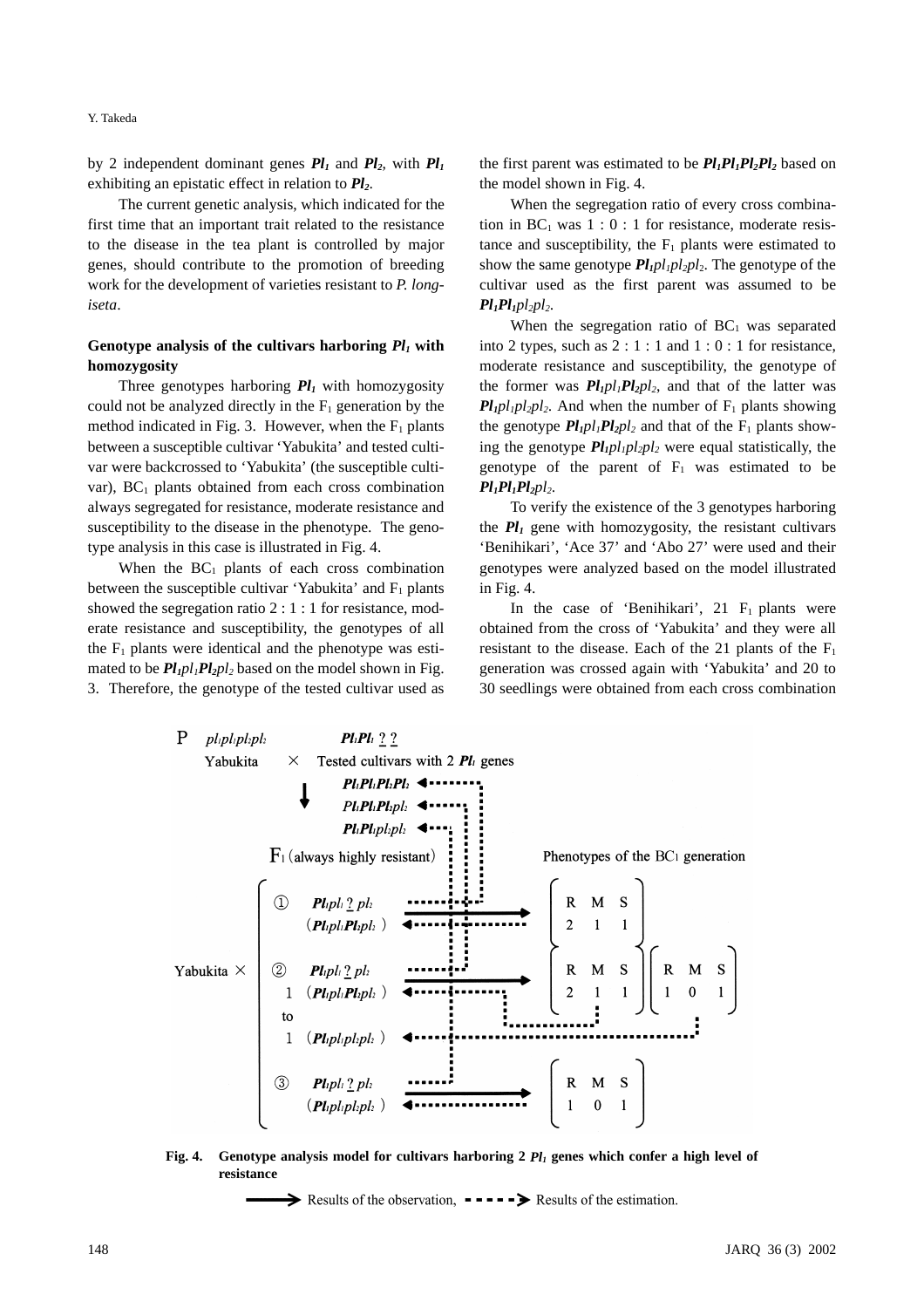by 2 independent dominant genes $Pl_1$ and $Pl_2$, with $Pl_1$ exhibiting an epistatic effect in relation to $Pl_2$.

The current genetic analysis, which indicated for the first time that an important trait related to the resistance to the disease in the tea plant is controlled by major genes, should contribute to the promotion of breeding work for the development of varieties resistant to *P. longiseta*.

### Genotype analysis of the cultivars harboring $Pl_1$ with homozygosity

Three genotypes harboring $Pl_1$ with homozygosity could not be analyzed directly in the $F_1$ generation by the method indicated in Fig. 3. However, when the $F_1$ plants between a susceptible cultivar 'Yabukita' and tested cultivar were backcrossed to 'Yabukita' (the susceptible cultivar), $BC_1$ plants obtained from each cross combination always segregated for resistance, moderate resistance and susceptibility to the disease in the phenotype. The genotype analysis in this case is illustrated in Fig. 4.

When the $BC_1$ plants of each cross combination between the susceptible cultivar 'Yabukita' and $F_1$ plants showed the segregation ratio 2 : 1 : 1 for resistance, moderate resistance and susceptibility, the genotypes of all the $F_1$ plants were identical and the phenotype was estimated to be $Pl_1pl_1Pl_2pl_2$ based on the model shown in Fig. 3. Therefore, the genotype of the tested cultivar used as the first parent was estimated to be $Pl_1Pl_1Pl_2Pl_2$ based on the model shown in Fig. 4.

When the segregation ratio of every cross combination in $BC_1$ was 1 : 0 : 1 for resistance, moderate resistance and susceptibility, the $F_1$ plants were estimated to show the same genotype $Pl_1pl_1pl_2pl_2$. The genotype of the cultivar used as the first parent was assumed to be $Pl_1Pl_1pl_2pl_2$.

When the segregation ratio of $BC_1$ was separated into 2 types, such as 2 : 1 : 1 and 1 : 0 : 1 for resistance, moderate resistance and susceptibility, the genotype of the former was $Pl_1pl_1Pl_2pl_2$, and that of the latter was $Pl_1pl_1pl_2pl_2$. And when the number of $F_1$ plants showing the genotype $Pl_1pl_1Pl_2pl_2$ and that of the $F_1$ plants showing the genotype $Pl_1pl_1pl_2pl_2$ were equal statistically, the genotype of the parent of $F_1$ was estimated to be $Pl_1Pl_1Pl_2pl_2$.

To verify the existence of the 3 genotypes harboring the $Pl_1$ gene with homozygosity, the resistant cultivars 'Benihikari', 'Ace 37' and 'Abo 27' were used and their genotypes were analyzed based on the model illustrated in Fig. 4.

In the case of 'Benihikari', 21 $F_1$ plants were obtained from the cross of 'Yabukita' and they were all resistant to the disease. Each of the 21 plants of the $F_1$ generation was crossed again with 'Yabukita' and 20 to 30 seedlings were obtained from each cross combination

P $pl_1pl_1pl_2pl_2$ (Yabukita) × $Pl_1Pl_1$ ? ? (Tested cultivars with 2 $Pl_1$ genes): $Pl_1Pl_1Pl_2Pl_2$, $Pl_1Pl_1Pl_2pl_2$, $Pl_1Pl_1pl_2pl_2$

$F_1$ (always highly resistant)

Yabukita × ① $Pl_1pl_1$ ? $pl_2$ ($Pl_1pl_1Pl_2pl_2$) → Phenotypes of the $BC_1$ generation: R M S = 2 1 1

Yabukita × ② $Pl_1pl_1$ ? $pl_2$: 1 ($Pl_1pl_1Pl_2pl_2$) to 1 ($Pl_1pl_1pl_2pl_2$) → R M S = 2 1 1 and R M S = 1 0 1

Yabukita × ③ $Pl_1pl_1$ ? $pl_2$ ($Pl_1pl_1pl_2pl_2$) → R M S = 1 0 1

**Fig. 4. Genotype analysis model for cultivars harboring 2 $Pl_1$ genes which confer a high level of resistance**

→ Results of the observation, - - - → Results of the estimation.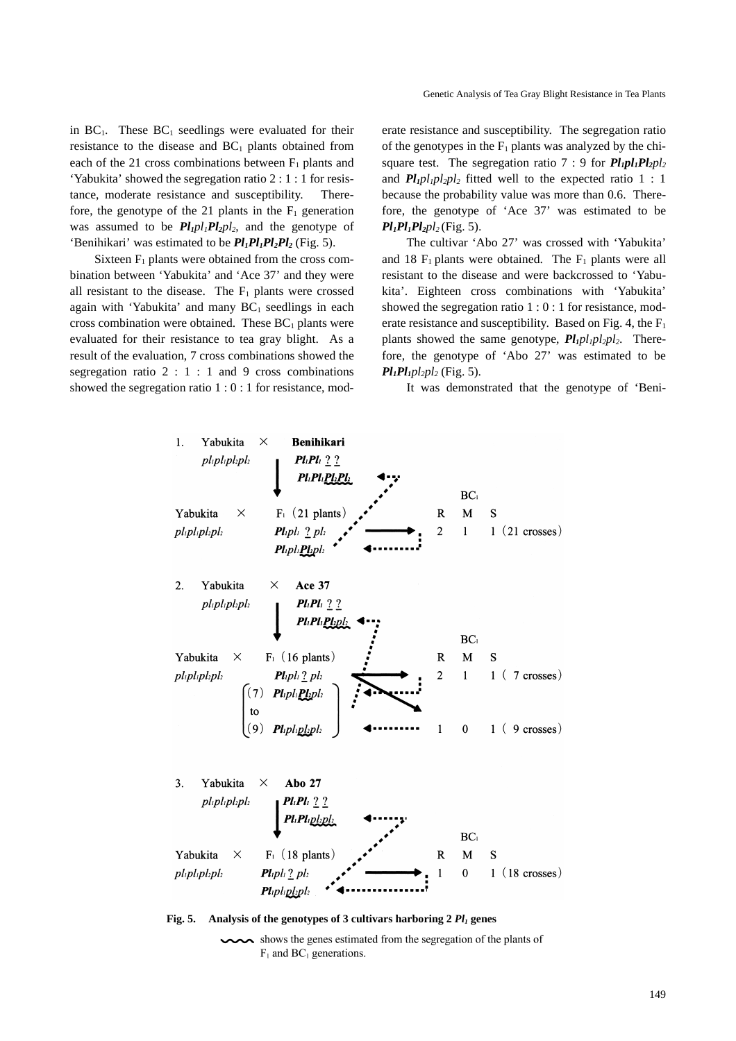in $BC_1$. These $BC_1$ seedlings were evaluated for their resistance to the disease and $BC_1$ plants obtained from each of the 21 cross combinations between $F_1$ plants and 'Yabukita' showed the segregation ratio 2 : 1 : 1 for resistance, moderate resistance and susceptibility. Therefore, the genotype of the 21 plants in the $F_1$ generation was assumed to be $\boldsymbol{Pl_1}pl_1\boldsymbol{Pl_2}pl_2$, and the genotype of 'Benihikari' was estimated to be $\boldsymbol{Pl_1Pl_1Pl_2Pl_2}$ (Fig. 5).

Sixteen $F_1$ plants were obtained from the cross combination between 'Yabukita' and 'Ace 37' and they were all resistant to the disease. The $F_1$ plants were crossed again with 'Yabukita' and many $BC_1$ seedlings in each cross combination were obtained. These $BC_1$ plants were evaluated for their resistance to tea gray blight. As a result of the evaluation, 7 cross combinations showed the segregation ratio 2 : 1 : 1 and 9 cross combinations showed the segregation ratio 1 : 0 : 1 for resistance, moderate resistance and susceptibility. The segregation ratio of the genotypes in the $F_1$ plants was analyzed by the chi-square test. The segregation ratio 7 : 9 for $\boldsymbol{Pl_1pl_1Pl_2}pl_2$ and $\boldsymbol{Pl_1}pl_1pl_2pl_2$ fitted well to the expected ratio 1 : 1 because the probability value was more than 0.6. Therefore, the genotype of 'Ace 37' was estimated to be $\boldsymbol{Pl_1Pl_1Pl_2}pl_2$ (Fig. 5).

The cultivar 'Abo 27' was crossed with 'Yabukita' and 18 $F_1$ plants were obtained. The $F_1$ plants were all resistant to the disease and were backcrossed to 'Yabukita'. Eighteen cross combinations with 'Yabukita' showed the segregation ratio 1 : 0 : 1 for resistance, moderate resistance and susceptibility. Based on Fig. 4, the $F_1$ plants showed the same genotype, $\boldsymbol{Pl_1}pl_1pl_2pl_2$. Therefore, the genotype of 'Abo 27' was estimated to be $\boldsymbol{Pl_1Pl_1}pl_2pl_2$ (Fig. 5).

It was demonstrated that the genotype of 'Beni-

1. Yabukita × **Benihikari**
   $pl_1pl_1pl_2pl_2$ × $\boldsymbol{Pl_1Pl_1}$ ? ? → $\boldsymbol{Pl_1Pl_1Pl_2Pl_2}$
   Yabukita ($pl_1pl_1pl_2pl_2$) × $F_1$ (21 plants) $\boldsymbol{Pl_1}pl_1$ ? $pl_2$ → $\boldsymbol{Pl_1}pl_1\boldsymbol{Pl_2}pl_2$
   $BC_1$: R 2, M 1, S 1 (21 crosses)

2. Yabukita × **Ace 37**
   $pl_1pl_1pl_2pl_2$ × $\boldsymbol{Pl_1Pl_1}$ ? ? → $\boldsymbol{Pl_1Pl_1Pl_2}pl_2$
   Yabukita ($pl_1pl_1pl_2pl_2$) × $F_1$ (16 plants) $\boldsymbol{Pl_1}pl_1$ ? $pl_2$
   (7) $\boldsymbol{Pl_1}pl_1\boldsymbol{Pl_2}pl_2$ — $BC_1$: R 2, M 1, S 1 (7 crosses)
   to
   (9) $\boldsymbol{Pl_1}pl_1pl_2pl_2$ — $BC_1$: R 1, M 0, S 1 (9 crosses)

3. Yabukita × **Abo 27**
   $pl_1pl_1pl_2pl_2$ × $\boldsymbol{Pl_1Pl_1}$ ? ? → $\boldsymbol{Pl_1Pl_1}pl_2pl_2$
   Yabukita ($pl_1pl_1pl_2pl_2$) × $F_1$ (18 plants) $\boldsymbol{Pl_1}pl_1$ ? $pl_2$ → $\boldsymbol{Pl_1}pl_1pl_2pl_2$
   $BC_1$: R 1, M 0, S 1 (18 crosses)

**Fig. 5. Analysis of the genotypes of 3 cultivars harboring 2 $Pl_1$ genes**

〰 shows the genes estimated from the segregation of the plants of $F_1$ and $BC_1$ generations.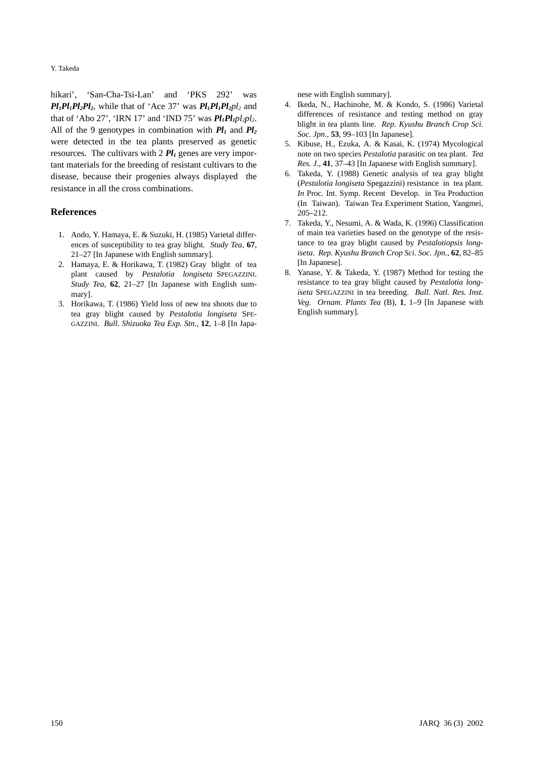hikari', 'San-Cha-Tsi-Lan' and 'PKS 292' was $\boldsymbol{Pl_1Pl_1Pl_2Pl_2}$, while that of 'Ace 37' was $\boldsymbol{Pl_1Pl_1Pl_2}pl_2$ and that of 'Abo 27', 'IRN 17' and 'IND 75' was $\boldsymbol{Pl_1Pl_1}pl_2pl_2$. All of the 9 genotypes in combination with $\boldsymbol{Pl_1}$ and $\boldsymbol{Pl_2}$ were detected in the tea plants preserved as genetic resources. The cultivars with 2 $\boldsymbol{Pl_1}$ genes are very important materials for the breeding of resistant cultivars to the disease, because their progenies always displayed the resistance in all the cross combinations.

## References

1. Ando, Y. Hamaya, E. & Suzuki, H. (1985) Varietal differences of susceptibility to tea gray blight. *Study Tea*, **67**, 21–27 [In Japanese with English summary].
2. Hamaya, E. & Horikawa, T. (1982) Gray blight of tea plant caused by *Pestalotia longiseta* SPEGAZZINI. *Study Tea*, **62**, 21–27 [In Japanese with English summary].
3. Horikawa, T. (1986) Yield loss of new tea shoots due to tea gray blight caused by *Pestalotia longiseta* SPEGAZZINI. *Bull. Shizuoka Tea Exp. Stn.*, **12**, 1–8 [In Japanese with English summary].
4. Ikeda, N., Hachinohe, M. & Kondo, S. (1986) Varietal differences of resistance and testing method on gray blight in tea plants line. *Rep. Kyushu Branch Crop Sci. Soc. Jpn.*, **53**, 99–103 [In Japanese].
5. Kibuse, H., Ezuka, A. & Kasai, K. (1974) Mycological note on two species *Pestalotia* parasitic on tea plant. *Tea Res. J*., **41**, 37–43 [In Japanese with English summary].
6. Takeda, Y. (1988) Genetic analysis of tea gray blight (*Pestalotia longiseta* Spegazzini) resistance in tea plant. *In* Proc. Int. Symp. Recent Develop. in Tea Production (In Taiwan). Taiwan Tea Experiment Station, Yangmei, 205–212.
7. Takeda, Y., Nesumi, A. & Wada, K. (1996) Classification of main tea varieties based on the genotype of the resistance to tea gray blight caused by *Pestalotiopsis longiseta*. *Rep. Kyushu Branch Crop Sci. Soc. Jpn.*, **62**, 82–85 [In Japanese].
8. Yanase, Y. & Takeda, Y. (1987) Method for testing the resistance to tea gray blight caused by *Pestalotia longiseta* SPEGAZZINI in tea breeding. *Bull. Natl. Res. Inst. Veg. Ornam. Plants Tea* (B), **1**, 1–9 [In Japanese with English summary].